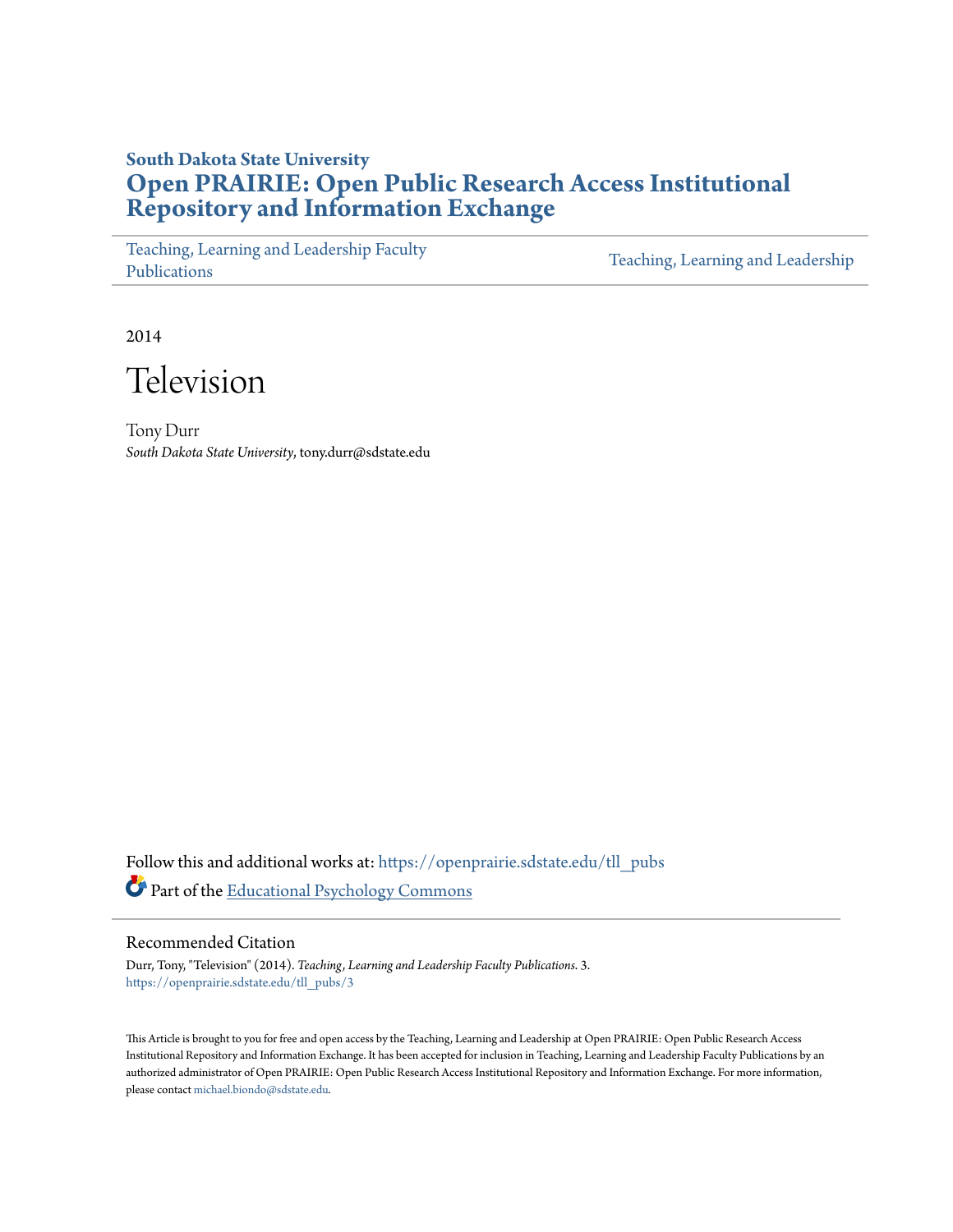# South Dakota State University
# Open PRAIRIE: Open Public Research Access Institutional Repository and Information Exchange

Teaching, Learning and Leadership Faculty Publications | Teaching, Learning and Leadership

2014

# Television

Tony Durr
*South Dakota State University*, tony.durr@sdstate.edu

Follow this and additional works at: https://openprairie.sdstate.edu/tll_pubs

Part of the Educational Psychology Commons

## Recommended Citation

Durr, Tony, "Television" (2014). *Teaching, Learning and Leadership Faculty Publications*. 3.
https://openprairie.sdstate.edu/tll_pubs/3

This Article is brought to you for free and open access by the Teaching, Learning and Leadership at Open PRAIRIE: Open Public Research Access Institutional Repository and Information Exchange. It has been accepted for inclusion in Teaching, Learning and Leadership Faculty Publications by an authorized administrator of Open PRAIRIE: Open Public Research Access Institutional Repository and Information Exchange. For more information, please contact michael.biondo@sdstate.edu.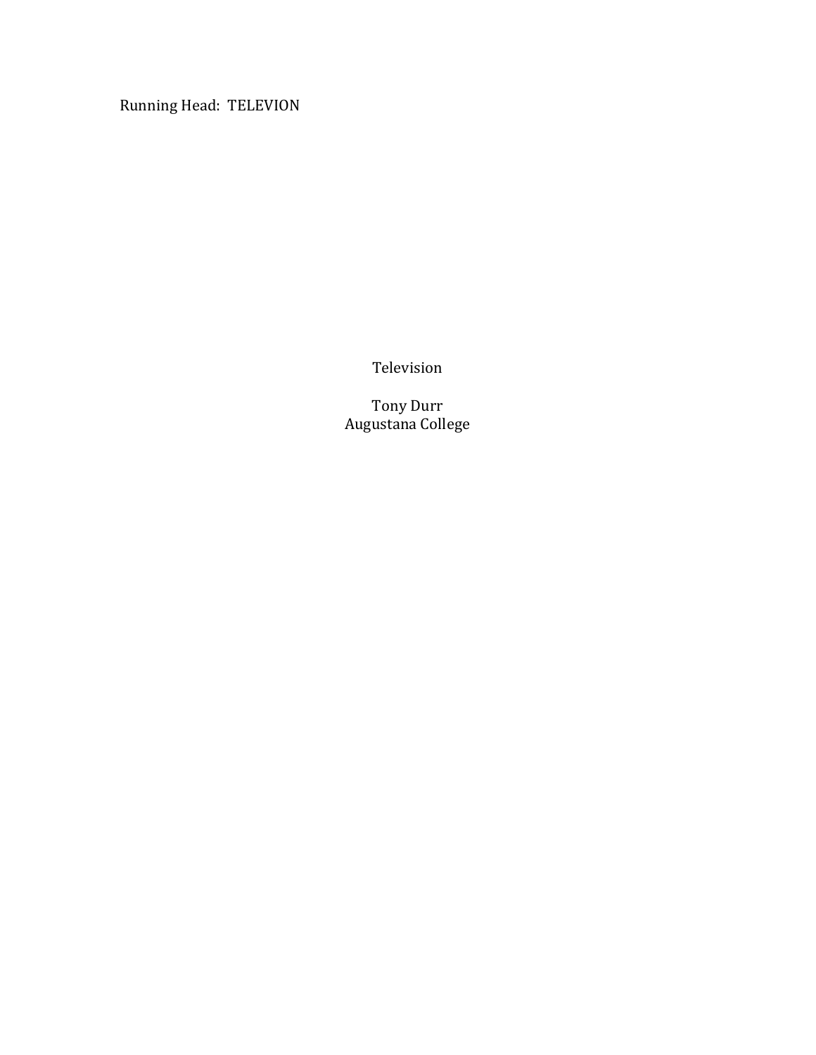# Television

Tony Durr
Augustana College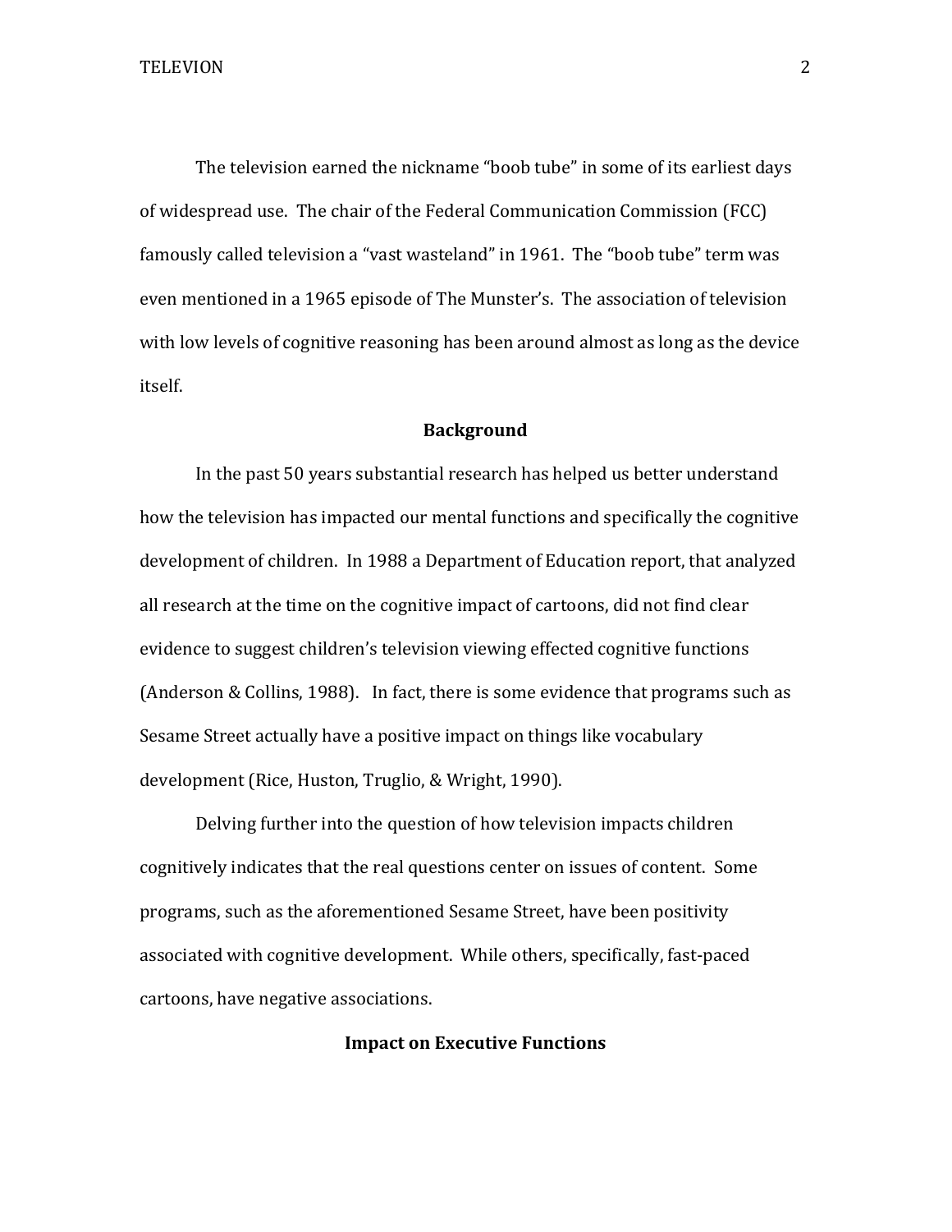The television earned the nickname "boob tube" in some of its earliest days of widespread use. The chair of the Federal Communication Commission (FCC) famously called television a "vast wasteland" in 1961. The "boob tube" term was even mentioned in a 1965 episode of The Munster's. The association of television with low levels of cognitive reasoning has been around almost as long as the device itself.

## Background

In the past 50 years substantial research has helped us better understand how the television has impacted our mental functions and specifically the cognitive development of children. In 1988 a Department of Education report, that analyzed all research at the time on the cognitive impact of cartoons, did not find clear evidence to suggest children's television viewing effected cognitive functions (Anderson & Collins, 1988). In fact, there is some evidence that programs such as Sesame Street actually have a positive impact on things like vocabulary development (Rice, Huston, Truglio, & Wright, 1990).

Delving further into the question of how television impacts children cognitively indicates that the real questions center on issues of content. Some programs, such as the aforementioned Sesame Street, have been positivity associated with cognitive development. While others, specifically, fast-paced cartoons, have negative associations.

## Impact on Executive Functions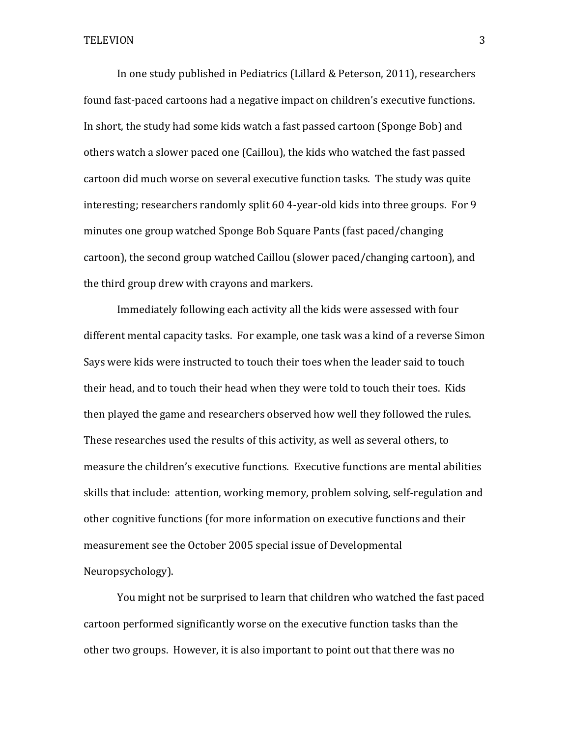In one study published in Pediatrics (Lillard & Peterson, 2011), researchers found fast-paced cartoons had a negative impact on children's executive functions. In short, the study had some kids watch a fast passed cartoon (Sponge Bob) and others watch a slower paced one (Caillou), the kids who watched the fast passed cartoon did much worse on several executive function tasks. The study was quite interesting; researchers randomly split 60 4-year-old kids into three groups. For 9 minutes one group watched Sponge Bob Square Pants (fast paced/changing cartoon), the second group watched Caillou (slower paced/changing cartoon), and the third group drew with crayons and markers.

Immediately following each activity all the kids were assessed with four different mental capacity tasks. For example, one task was a kind of a reverse Simon Says were kids were instructed to touch their toes when the leader said to touch their head, and to touch their head when they were told to touch their toes. Kids then played the game and researchers observed how well they followed the rules. These researches used the results of this activity, as well as several others, to measure the children's executive functions. Executive functions are mental abilities skills that include: attention, working memory, problem solving, self-regulation and other cognitive functions (for more information on executive functions and their measurement see the October 2005 special issue of Developmental Neuropsychology).

You might not be surprised to learn that children who watched the fast paced cartoon performed significantly worse on the executive function tasks than the other two groups. However, it is also important to point out that there was no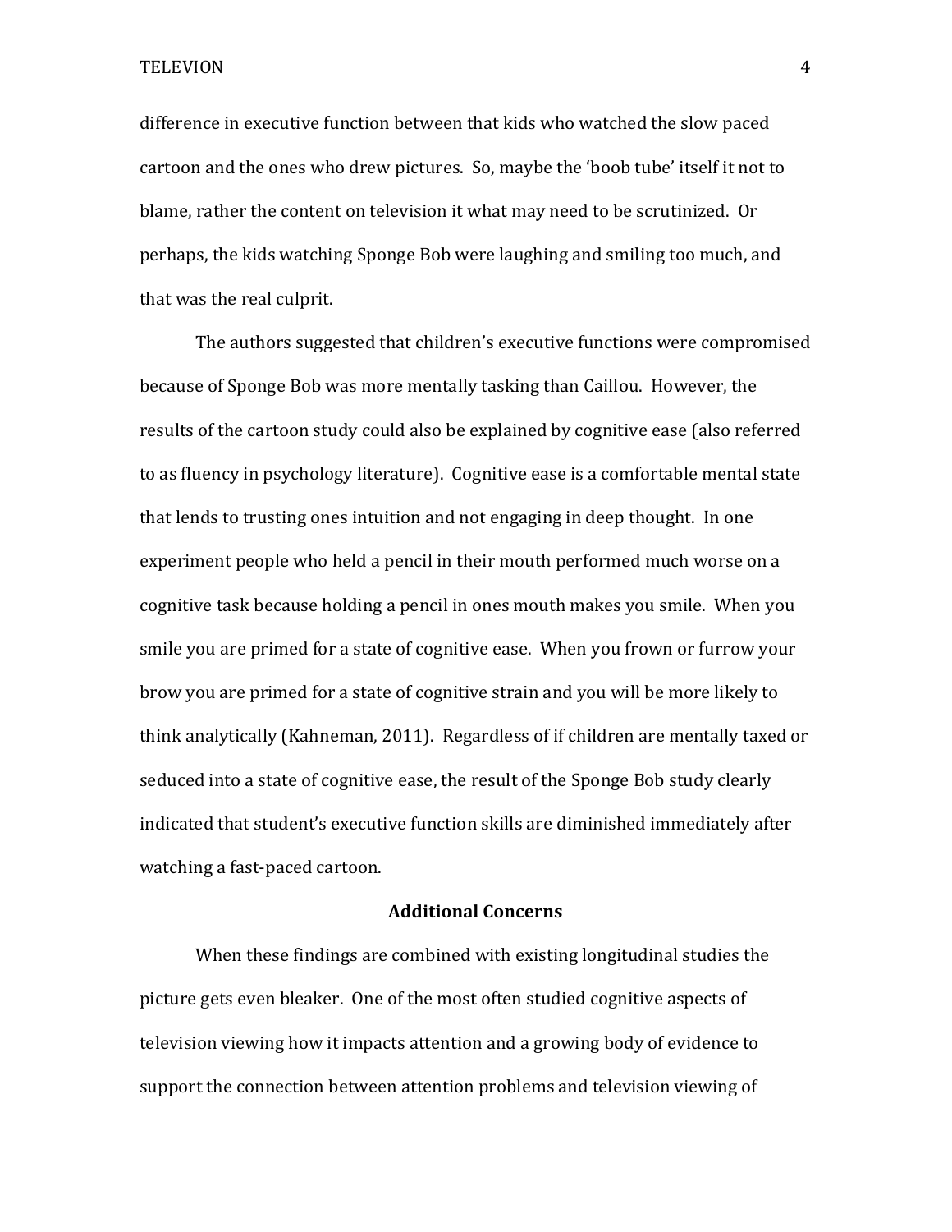difference in executive function between that kids who watched the slow paced cartoon and the ones who drew pictures. So, maybe the 'boob tube' itself it not to blame, rather the content on television it what may need to be scrutinized. Or perhaps, the kids watching Sponge Bob were laughing and smiling too much, and that was the real culprit.

The authors suggested that children's executive functions were compromised because of Sponge Bob was more mentally tasking than Caillou. However, the results of the cartoon study could also be explained by cognitive ease (also referred to as fluency in psychology literature). Cognitive ease is a comfortable mental state that lends to trusting ones intuition and not engaging in deep thought. In one experiment people who held a pencil in their mouth performed much worse on a cognitive task because holding a pencil in ones mouth makes you smile. When you smile you are primed for a state of cognitive ease. When you frown or furrow your brow you are primed for a state of cognitive strain and you will be more likely to think analytically (Kahneman, 2011). Regardless of if children are mentally taxed or seduced into a state of cognitive ease, the result of the Sponge Bob study clearly indicated that student's executive function skills are diminished immediately after watching a fast-paced cartoon.

## Additional Concerns

When these findings are combined with existing longitudinal studies the picture gets even bleaker. One of the most often studied cognitive aspects of television viewing how it impacts attention and a growing body of evidence to support the connection between attention problems and television viewing of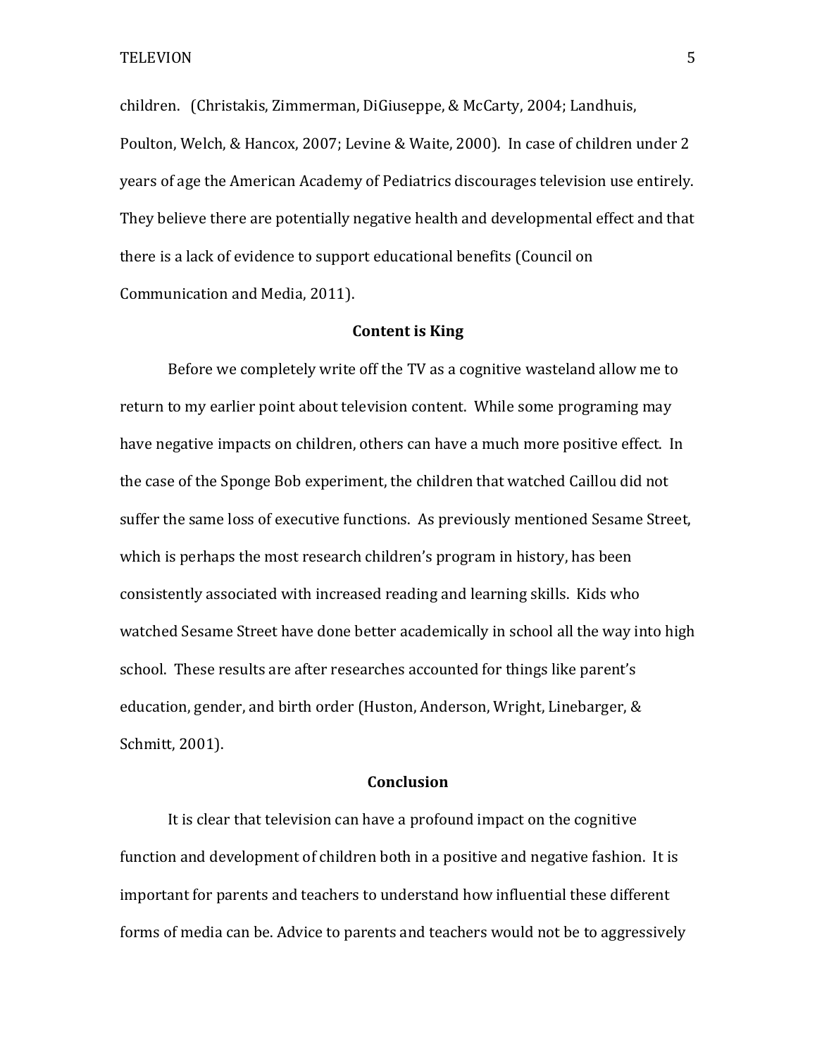children. (Christakis, Zimmerman, DiGiuseppe, & McCarty, 2004; Landhuis, Poulton, Welch, & Hancox, 2007; Levine & Waite, 2000). In case of children under 2 years of age the American Academy of Pediatrics discourages television use entirely. They believe there are potentially negative health and developmental effect and that there is a lack of evidence to support educational benefits (Council on Communication and Media, 2011).

## Content is King

Before we completely write off the TV as a cognitive wasteland allow me to return to my earlier point about television content. While some programing may have negative impacts on children, others can have a much more positive effect. In the case of the Sponge Bob experiment, the children that watched Caillou did not suffer the same loss of executive functions. As previously mentioned Sesame Street, which is perhaps the most research children's program in history, has been consistently associated with increased reading and learning skills. Kids who watched Sesame Street have done better academically in school all the way into high school. These results are after researches accounted for things like parent's education, gender, and birth order (Huston, Anderson, Wright, Linebarger, & Schmitt, 2001).

## Conclusion

It is clear that television can have a profound impact on the cognitive function and development of children both in a positive and negative fashion. It is important for parents and teachers to understand how influential these different forms of media can be. Advice to parents and teachers would not be to aggressively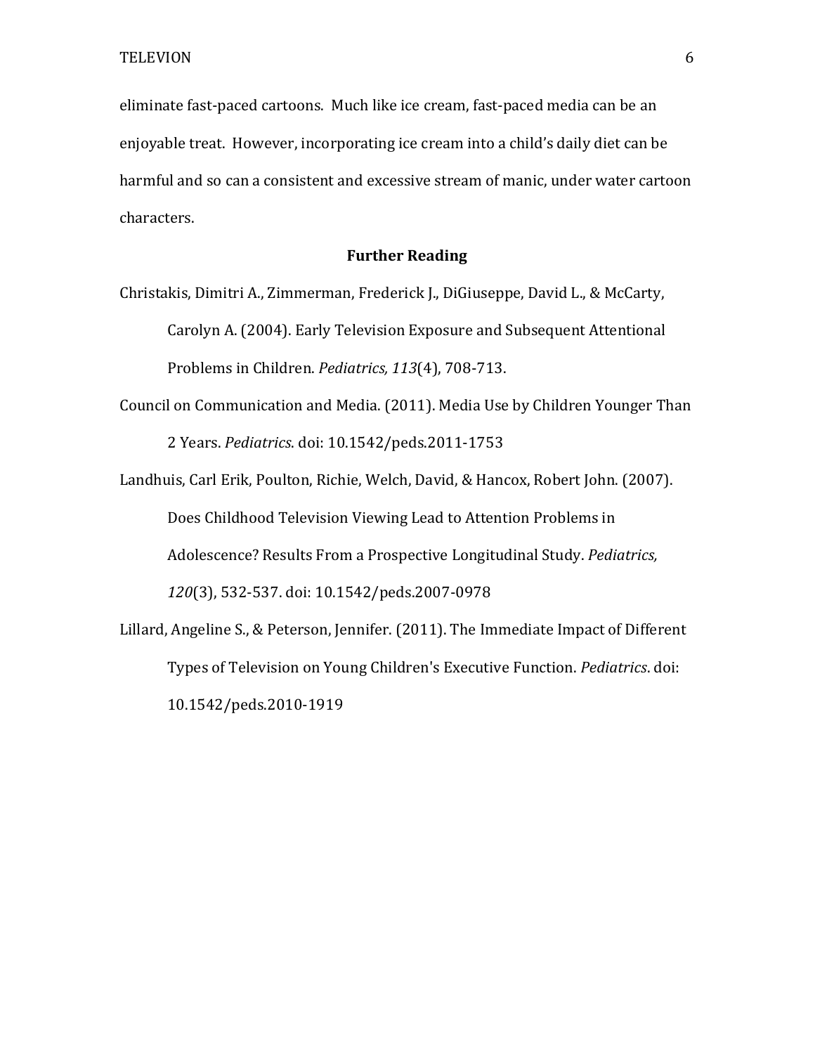eliminate fast-paced cartoons. Much like ice cream, fast-paced media can be an enjoyable treat. However, incorporating ice cream into a child's daily diet can be harmful and so can a consistent and excessive stream of manic, under water cartoon characters.

## Further Reading

Christakis, Dimitri A., Zimmerman, Frederick J., DiGiuseppe, David L., & McCarty, Carolyn A. (2004). Early Television Exposure and Subsequent Attentional Problems in Children. *Pediatrics, 113*(4), 708-713.

Council on Communication and Media. (2011). Media Use by Children Younger Than 2 Years. *Pediatrics*. doi: 10.1542/peds.2011-1753

Landhuis, Carl Erik, Poulton, Richie, Welch, David, & Hancox, Robert John. (2007). Does Childhood Television Viewing Lead to Attention Problems in Adolescence? Results From a Prospective Longitudinal Study. *Pediatrics, 120*(3), 532-537. doi: 10.1542/peds.2007-0978

Lillard, Angeline S., & Peterson, Jennifer. (2011). The Immediate Impact of Different Types of Television on Young Children's Executive Function. *Pediatrics*. doi: 10.1542/peds.2010-1919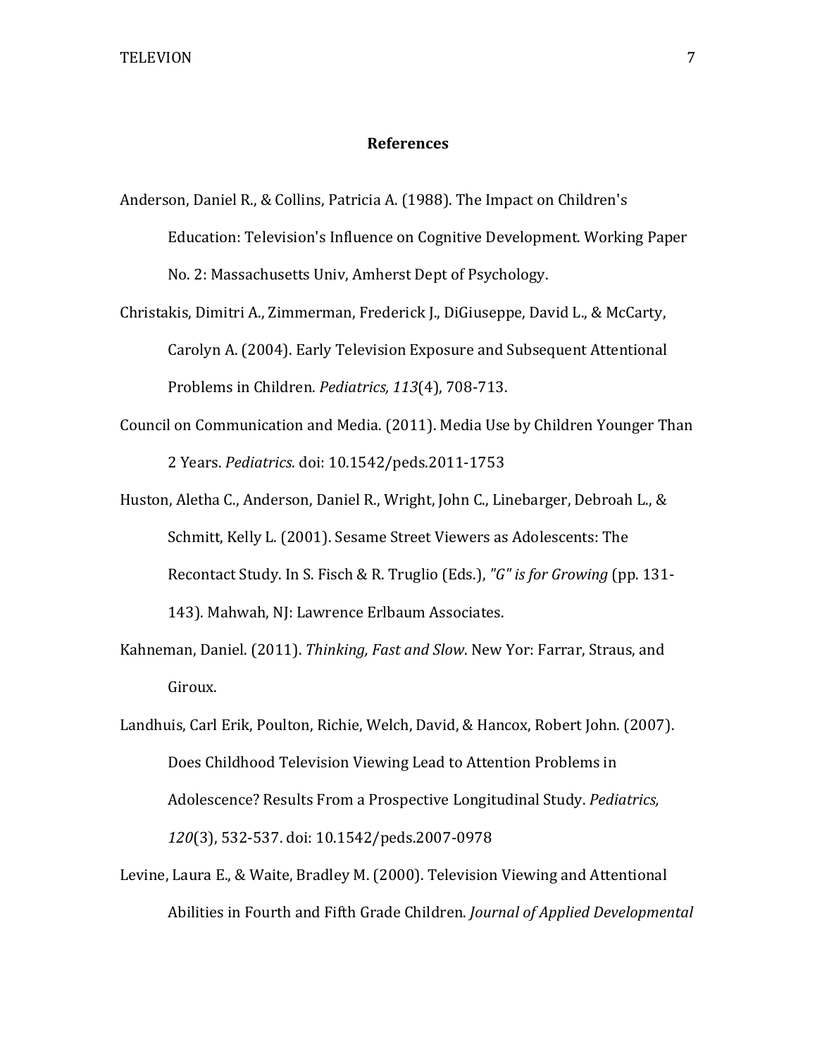## References

Anderson, Daniel R., & Collins, Patricia A. (1988). The Impact on Children's Education: Television's Influence on Cognitive Development. Working Paper No. 2: Massachusetts Univ, Amherst Dept of Psychology.

Christakis, Dimitri A., Zimmerman, Frederick J., DiGiuseppe, David L., & McCarty, Carolyn A. (2004). Early Television Exposure and Subsequent Attentional Problems in Children. *Pediatrics, 113*(4), 708-713.

Council on Communication and Media. (2011). Media Use by Children Younger Than 2 Years. *Pediatrics*. doi: 10.1542/peds.2011-1753

Huston, Aletha C., Anderson, Daniel R., Wright, John C., Linebarger, Debroah L., & Schmitt, Kelly L. (2001). Sesame Street Viewers as Adolescents: The Recontact Study. In S. Fisch & R. Truglio (Eds.), *"G" is for Growing* (pp. 131-143). Mahwah, NJ: Lawrence Erlbaum Associates.

Kahneman, Daniel. (2011). *Thinking, Fast and Slow*. New Yor: Farrar, Straus, and Giroux.

Landhuis, Carl Erik, Poulton, Richie, Welch, David, & Hancox, Robert John. (2007). Does Childhood Television Viewing Lead to Attention Problems in Adolescence? Results From a Prospective Longitudinal Study. *Pediatrics, 120*(3), 532-537. doi: 10.1542/peds.2007-0978

Levine, Laura E., & Waite, Bradley M. (2000). Television Viewing and Attentional Abilities in Fourth and Fifth Grade Children. *Journal of Applied Developmental*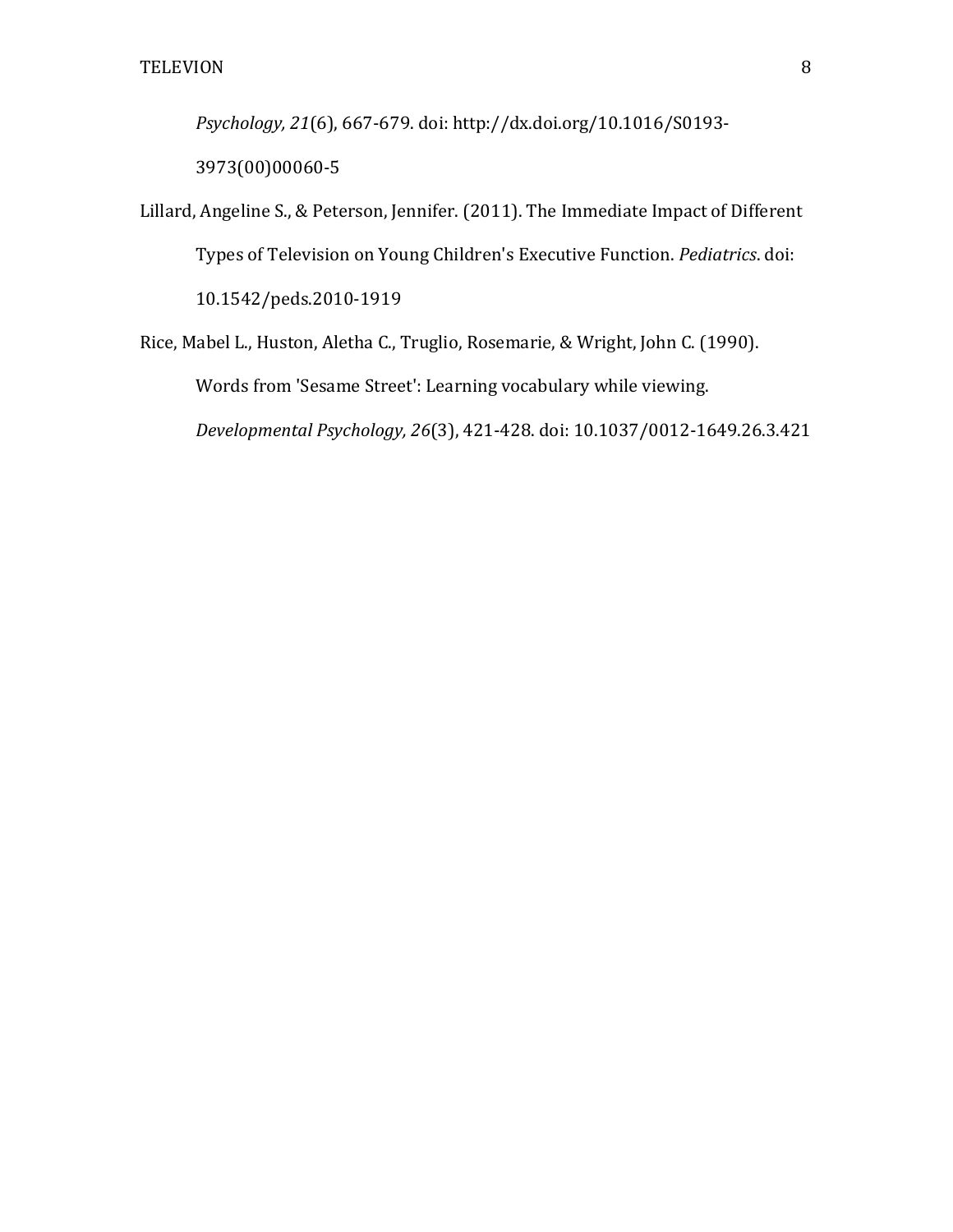*Psychology, 21*(6), 667-679. doi: http://dx.doi.org/10.1016/S0193-3973(00)00060-5

Lillard, Angeline S., & Peterson, Jennifer. (2011). The Immediate Impact of Different Types of Television on Young Children's Executive Function. *Pediatrics*. doi: 10.1542/peds.2010-1919

Rice, Mabel L., Huston, Aletha C., Truglio, Rosemarie, & Wright, John C. (1990). Words from 'Sesame Street': Learning vocabulary while viewing. *Developmental Psychology, 26*(3), 421-428. doi: 10.1037/0012-1649.26.3.421